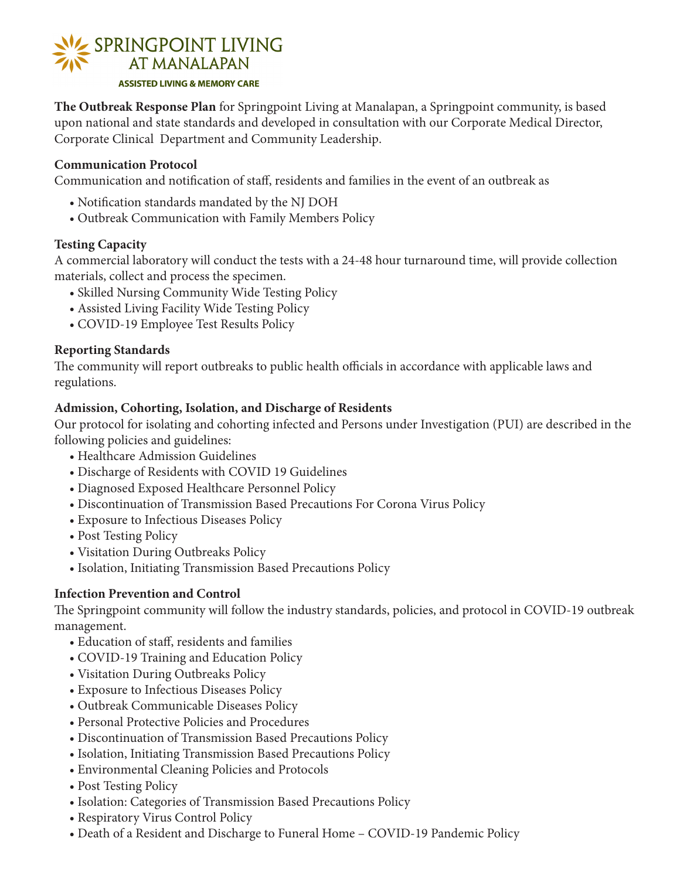# SPRINGPOINT LIVING AT MANALAPAN

ASSISTED LIVING & MEMORY CARE

**The Outbreak Response Plan** for Springpoint Living at Manalapan, a Springpoint community, is based upon national and state standards and developed in consultation with our Corporate Medical Director, Corporate Clinical Department and Community Leadership.

**Communication Protocol**

Communication and notification of staff, residents and families in the event of an outbreak as

- Notification standards mandated by the NJ DOH
- Outbreak Communication with Family Members Policy

**Testing Capacity**

A commercial laboratory will conduct the tests with a 24-48 hour turnaround time, will provide collection materials, collect and process the specimen.

- Skilled Nursing Community Wide Testing Policy
- Assisted Living Facility Wide Testing Policy
- COVID-19 Employee Test Results Policy

**Reporting Standards**

The community will report outbreaks to public health officials in accordance with applicable laws and regulations.

**Admission, Cohorting, Isolation, and Discharge of Residents**

Our protocol for isolating and cohorting infected and Persons under Investigation (PUI) are described in the following policies and guidelines:

- Healthcare Admission Guidelines
- Discharge of Residents with COVID 19 Guidelines
- Diagnosed Exposed Healthcare Personnel Policy
- Discontinuation of Transmission Based Precautions For Corona Virus Policy
- Exposure to Infectious Diseases Policy
- Post Testing Policy
- Visitation During Outbreaks Policy
- Isolation, Initiating Transmission Based Precautions Policy

**Infection Prevention and Control**

The Springpoint community will follow the industry standards, policies, and protocol in COVID-19 outbreak management.

- Education of staff, residents and families
- COVID-19 Training and Education Policy
- Visitation During Outbreaks Policy
- Exposure to Infectious Diseases Policy
- Outbreak Communicable Diseases Policy
- Personal Protective Policies and Procedures
- Discontinuation of Transmission Based Precautions Policy
- Isolation, Initiating Transmission Based Precautions Policy
- Environmental Cleaning Policies and Protocols
- Post Testing Policy
- Isolation: Categories of Transmission Based Precautions Policy
- Respiratory Virus Control Policy
- Death of a Resident and Discharge to Funeral Home – COVID-19 Pandemic Policy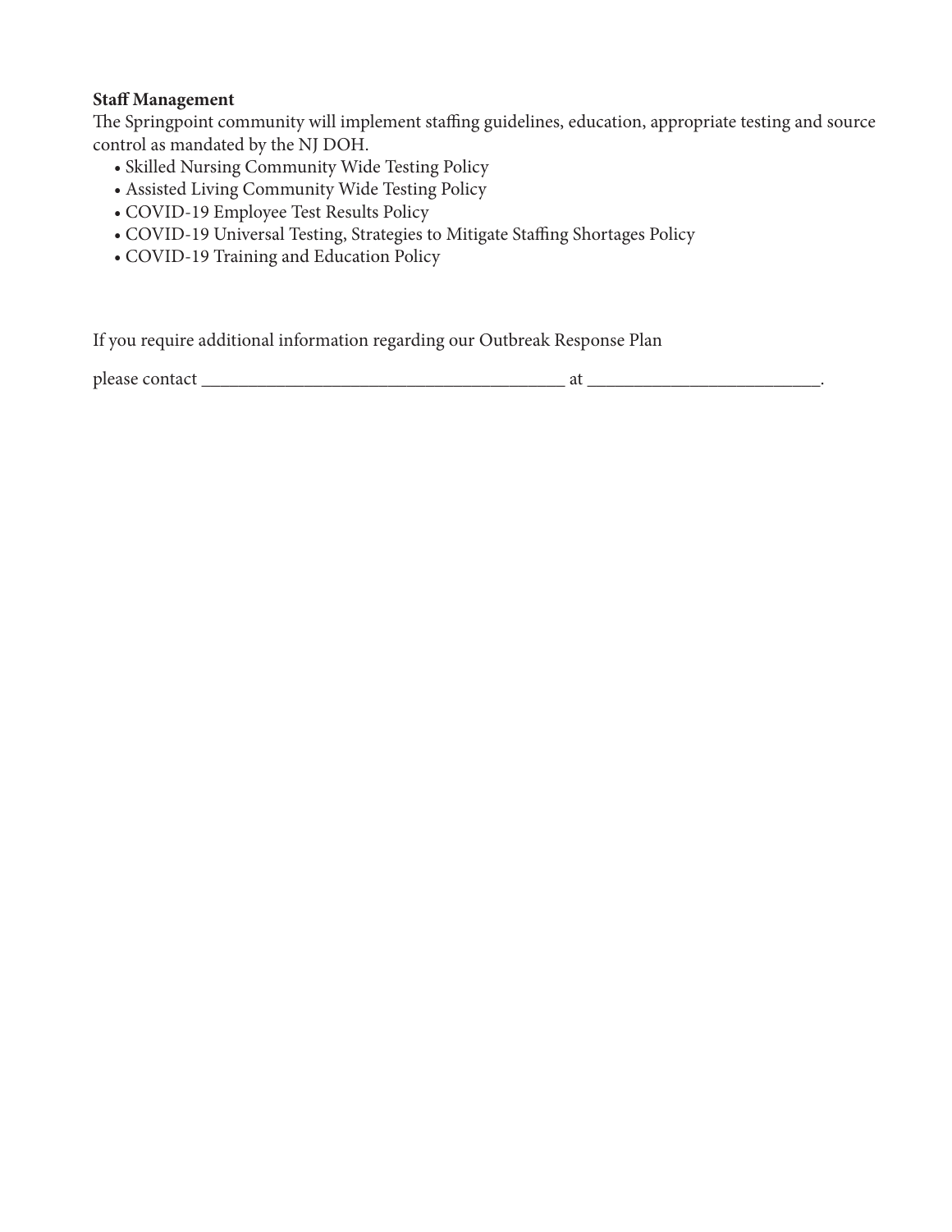**Staff Management**

The Springpoint community will implement staffing guidelines, education, appropriate testing and source control as mandated by the NJ DOH.

- Skilled Nursing Community Wide Testing Policy
- Assisted Living Community Wide Testing Policy
- COVID-19 Employee Test Results Policy
- COVID-19 Universal Testing, Strategies to Mitigate Staffing Shortages Policy
- COVID-19 Training and Education Policy

If you require additional information regarding our Outbreak Response Plan

please contact ________________________________________ at _________________________.